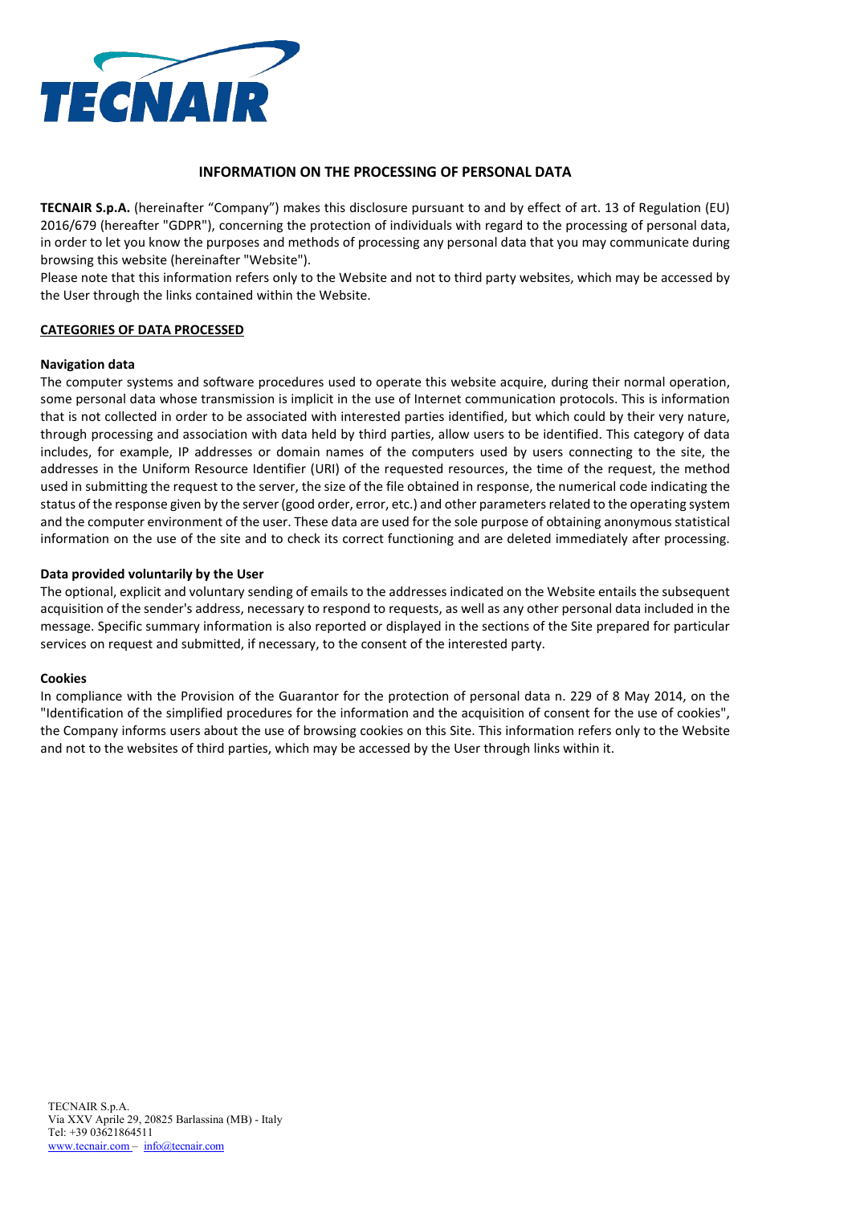# INFORMATION ON THE PROCESSING OF PERSONAL DATA

**TECNAIR S.p.A.** (hereinafter "Company") makes this disclosure pursuant to and by effect of art. 13 of Regulation (EU) 2016/679 (hereafter "GDPR"), concerning the protection of individuals with regard to the processing of personal data, in order to let you know the purposes and methods of processing any personal data that you may communicate during browsing this website (hereinafter "Website").

Please note that this information refers only to the Website and not to third party websites, which may be accessed by the User through the links contained within the Website.

## CATEGORIES OF DATA PROCESSED

### Navigation data

The computer systems and software procedures used to operate this website acquire, during their normal operation, some personal data whose transmission is implicit in the use of Internet communication protocols. This is information that is not collected in order to be associated with interested parties identified, but which could by their very nature, through processing and association with data held by third parties, allow users to be identified. This category of data includes, for example, IP addresses or domain names of the computers used by users connecting to the site, the addresses in the Uniform Resource Identifier (URI) of the requested resources, the time of the request, the method used in submitting the request to the server, the size of the file obtained in response, the numerical code indicating the status of the response given by the server (good order, error, etc.) and other parameters related to the operating system and the computer environment of the user. These data are used for the sole purpose of obtaining anonymous statistical information on the use of the site and to check its correct functioning and are deleted immediately after processing.

### Data provided voluntarily by the User

The optional, explicit and voluntary sending of emails to the addresses indicated on the Website entails the subsequent acquisition of the sender's address, necessary to respond to requests, as well as any other personal data included in the message. Specific summary information is also reported or displayed in the sections of the Site prepared for particular services on request and submitted, if necessary, to the consent of the interested party.

### Cookies

In compliance with the Provision of the Guarantor for the protection of personal data n. 229 of 8 May 2014, on the "Identification of the simplified procedures for the information and the acquisition of consent for the use of cookies", the Company informs users about the use of browsing cookies on this Site. This information refers only to the Website and not to the websites of third parties, which may be accessed by the User through links within it.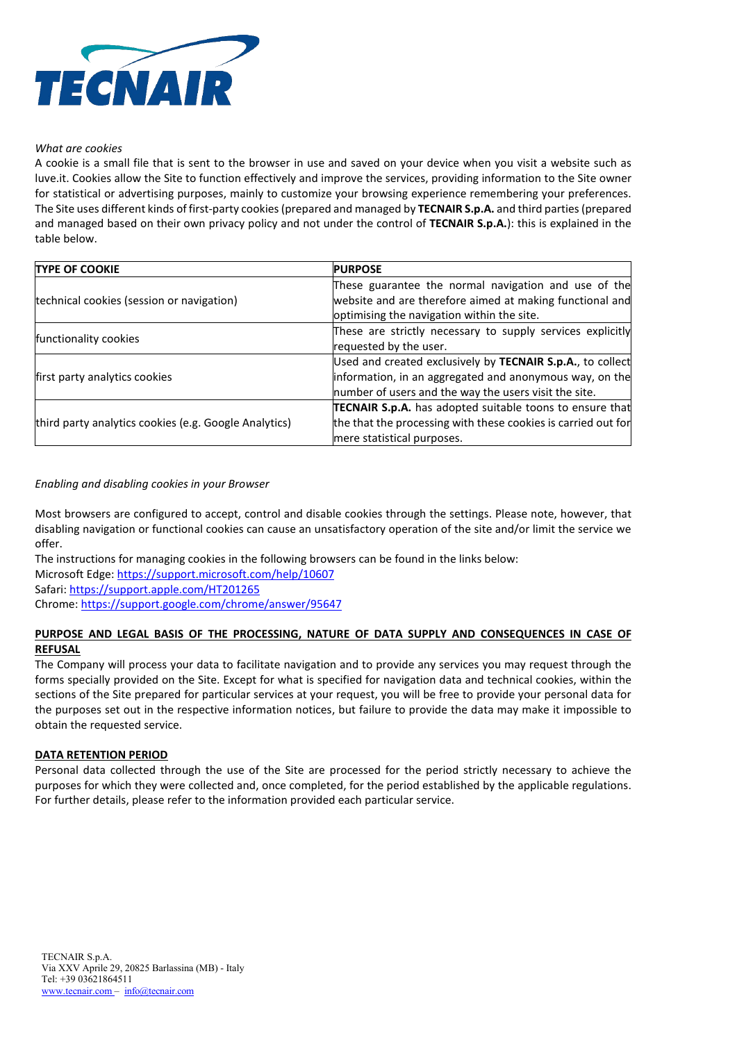*What are cookies*

A cookie is a small file that is sent to the browser in use and saved on your device when you visit a website such as luve.it. Cookies allow the Site to function effectively and improve the services, providing information to the Site owner for statistical or advertising purposes, mainly to customize your browsing experience remembering your preferences. The Site uses different kinds of first-party cookies (prepared and managed by **TECNAIR S.p.A.** and third parties (prepared and managed based on their own privacy policy and not under the control of **TECNAIR S.p.A.**): this is explained in the table below.

| TYPE OF COOKIE | PURPOSE |
|---|---|
| technical cookies (session or navigation) | These guarantee the normal navigation and use of the website and are therefore aimed at making functional and optimising the navigation within the site. |
| functionality cookies | These are strictly necessary to supply services explicitly requested by the user. |
| first party analytics cookies | Used and created exclusively by **TECNAIR S.p.A.**, to collect information, in an aggregated and anonymous way, on the number of users and the way the users visit the site. |
| third party analytics cookies (e.g. Google Analytics) | **TECNAIR S.p.A.** has adopted suitable toons to ensure that the that the processing with these cookies is carried out for mere statistical purposes. |

*Enabling and disabling cookies in your Browser*

Most browsers are configured to accept, control and disable cookies through the settings. Please note, however, that disabling navigation or functional cookies can cause an unsatisfactory operation of the site and/or limit the service we offer.

The instructions for managing cookies in the following browsers can be found in the links below:
Microsoft Edge: https://support.microsoft.com/help/10607
Safari: https://support.apple.com/HT201265
Chrome: https://support.google.com/chrome/answer/95647

**PURPOSE AND LEGAL BASIS OF THE PROCESSING, NATURE OF DATA SUPPLY AND CONSEQUENCES IN CASE OF REFUSAL**

The Company will process your data to facilitate navigation and to provide any services you may request through the forms specially provided on the Site. Except for what is specified for navigation data and technical cookies, within the sections of the Site prepared for particular services at your request, you will be free to provide your personal data for the purposes set out in the respective information notices, but failure to provide the data may make it impossible to obtain the requested service.

**DATA RETENTION PERIOD**

Personal data collected through the use of the Site are processed for the period strictly necessary to achieve the purposes for which they were collected and, once completed, for the period established by the applicable regulations. For further details, please refer to the information provided each particular service.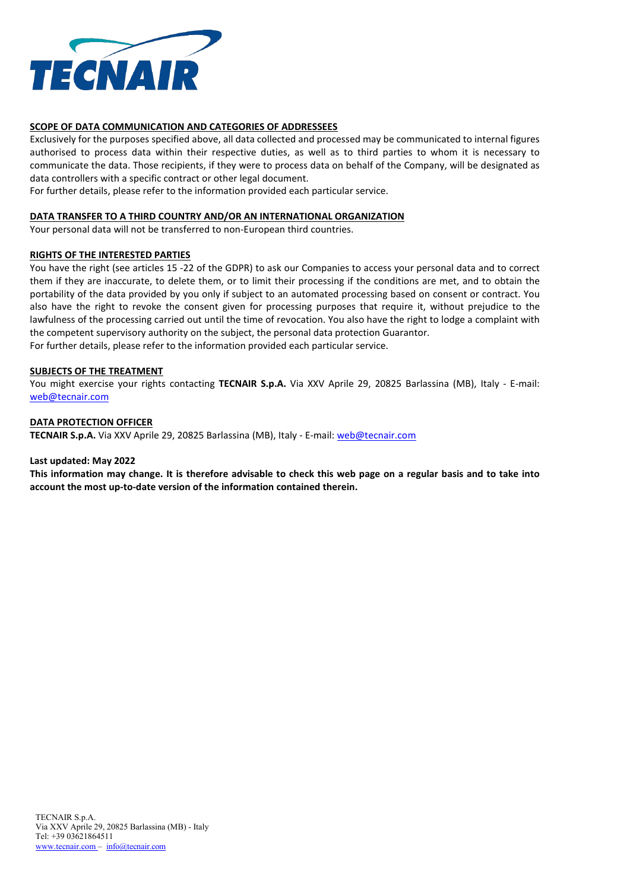## SCOPE OF DATA COMMUNICATION AND CATEGORIES OF ADDRESSEES

Exclusively for the purposes specified above, all data collected and processed may be communicated to internal figures authorised to process data within their respective duties, as well as to third parties to whom it is necessary to communicate the data. Those recipients, if they were to process data on behalf of the Company, will be designated as data controllers with a specific contract or other legal document.

For further details, please refer to the information provided each particular service.

## DATA TRANSFER TO A THIRD COUNTRY AND/OR AN INTERNATIONAL ORGANIZATION

Your personal data will not be transferred to non-European third countries.

## RIGHTS OF THE INTERESTED PARTIES

You have the right (see articles 15 -22 of the GDPR) to ask our Companies to access your personal data and to correct them if they are inaccurate, to delete them, or to limit their processing if the conditions are met, and to obtain the portability of the data provided by you only if subject to an automated processing based on consent or contract. You also have the right to revoke the consent given for processing purposes that require it, without prejudice to the lawfulness of the processing carried out until the time of revocation. You also have the right to lodge a complaint with the competent supervisory authority on the subject, the personal data protection Guarantor.

For further details, please refer to the information provided each particular service.

## SUBJECTS OF THE TREATMENT

You might exercise your rights contacting **TECNAIR S.p.A.** Via XXV Aprile 29, 20825 Barlassina (MB), Italy - E-mail: web@tecnair.com

## DATA PROTECTION OFFICER

**TECNAIR S.p.A.** Via XXV Aprile 29, 20825 Barlassina (MB), Italy - E-mail: web@tecnair.com

**Last updated: May 2022**

**This information may change. It is therefore advisable to check this web page on a regular basis and to take into account the most up-to-date version of the information contained therein.**